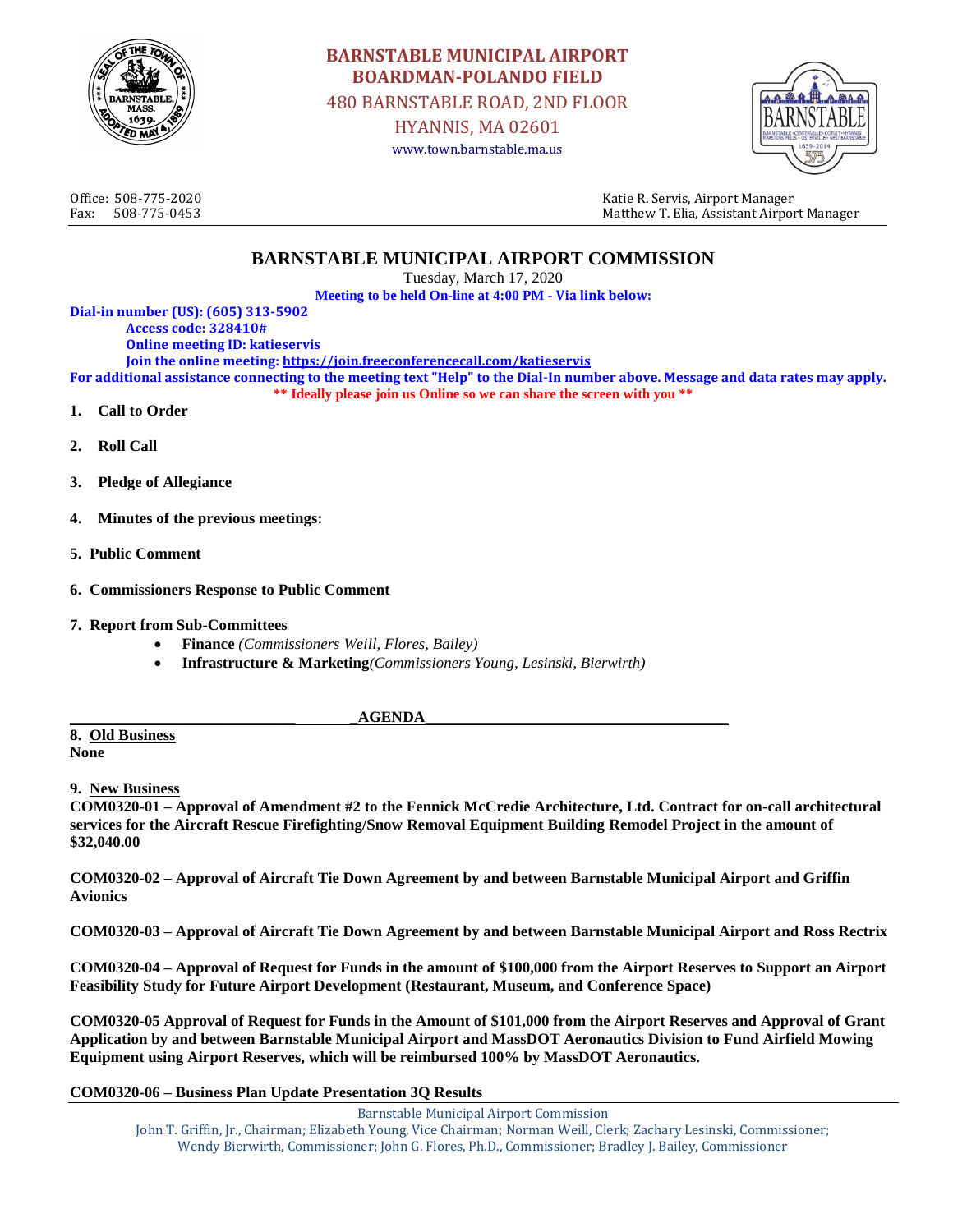# BARNSTABLE MUNICIPAL AIRPORT
## BOARDMAN-POLANDO FIELD

480 BARNSTABLE ROAD, 2ND FLOOR
HYANNIS, MA 02601
www.town.barnstable.ma.us

Office: 508-775-2020
Fax: 508-775-0453

Katie R. Servis, Airport Manager
Matthew T. Elia, Assistant Airport Manager

# BARNSTABLE MUNICIPAL AIRPORT COMMISSION

Tuesday, March 17, 2020

**Meeting to be held On-line at 4:00 PM - Via link below:**

**Dial-in number (US): (605) 313-5902**
**Access code: 328410#**
**Online meeting ID: katieservis**
**Join the online meeting: https://join.freeconferencecall.com/katieservis**
**For additional assistance connecting to the meeting text "Help" to the Dial-In number above. Message and data rates may apply.**
**\*\* Ideally please join us Online so we can share the screen with you \*\***

1. **Call to Order**
2. **Roll Call**
3. **Pledge of Allegiance**
4. **Minutes of the previous meetings:**
5. **Public Comment**
6. **Commissioners Response to Public Comment**
7. **Report from Sub-Committees**
   - **Finance** *(Commissioners Weill, Flores, Bailey)*
   - **Infrastructure & Marketing** *(Commissioners Young, Lesinski, Bierwirth)*

## AGENDA

**8. Old Business**
**None**

**9. New Business**

**COM0320-01 – Approval of Amendment #2 to the Fennick McCredie Architecture, Ltd. Contract for on-call architectural services for the Aircraft Rescue Firefighting/Snow Removal Equipment Building Remodel Project in the amount of $32,040.00**

**COM0320-02 – Approval of Aircraft Tie Down Agreement by and between Barnstable Municipal Airport and Griffin Avionics**

**COM0320-03 – Approval of Aircraft Tie Down Agreement by and between Barnstable Municipal Airport and Ross Rectrix**

**COM0320-04 – Approval of Request for Funds in the amount of $100,000 from the Airport Reserves to Support an Airport Feasibility Study for Future Airport Development (Restaurant, Museum, and Conference Space)**

**COM0320-05 Approval of Request for Funds in the Amount of $101,000 from the Airport Reserves and Approval of Grant Application by and between Barnstable Municipal Airport and MassDOT Aeronautics Division to Fund Airfield Mowing Equipment using Airport Reserves, which will be reimbursed 100% by MassDOT Aeronautics.**

**COM0320-06 – Business Plan Update Presentation 3Q Results**

Barnstable Municipal Airport Commission
John T. Griffin, Jr., Chairman; Elizabeth Young, Vice Chairman; Norman Weill, Clerk; Zachary Lesinski, Commissioner; Wendy Bierwirth, Commissioner; John G. Flores, Ph.D., Commissioner; Bradley J. Bailey, Commissioner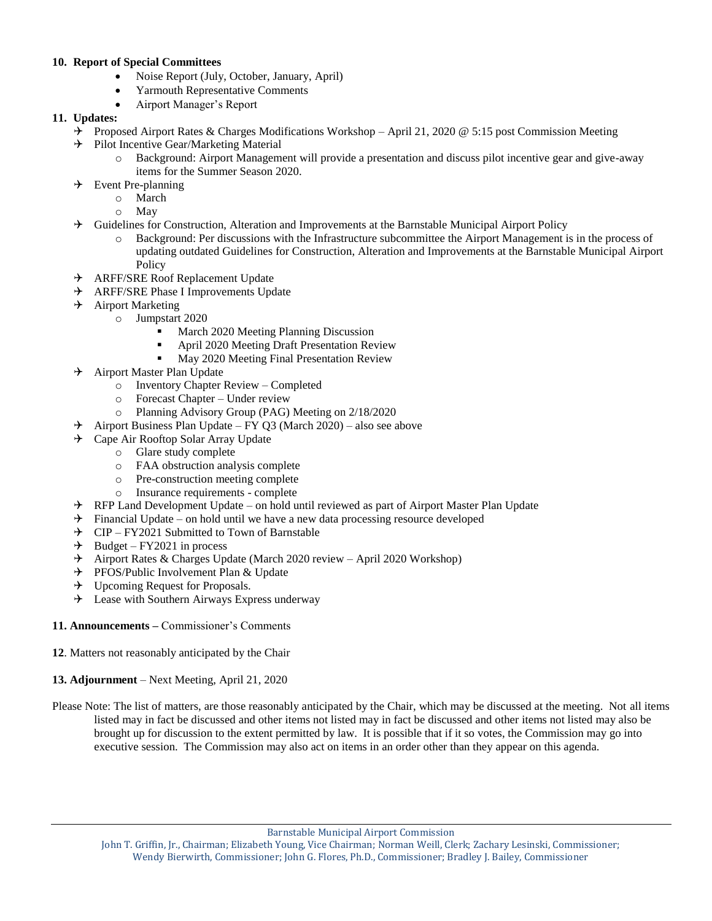**10. Report of Special Committees**

- Noise Report (July, October, January, April)
- Yarmouth Representative Comments
- Airport Manager's Report

**11. Updates:**

- Proposed Airport Rates & Charges Modifications Workshop – April 21, 2020 @ 5:15 post Commission Meeting
- Pilot Incentive Gear/Marketing Material
  - Background: Airport Management will provide a presentation and discuss pilot incentive gear and give-away items for the Summer Season 2020.
- Event Pre-planning
  - March
  - May
- Guidelines for Construction, Alteration and Improvements at the Barnstable Municipal Airport Policy
  - Background: Per discussions with the Infrastructure subcommittee the Airport Management is in the process of updating outdated Guidelines for Construction, Alteration and Improvements at the Barnstable Municipal Airport Policy
- ARFF/SRE Roof Replacement Update
- ARFF/SRE Phase I Improvements Update
- Airport Marketing
  - Jumpstart 2020
    - March 2020 Meeting Planning Discussion
    - April 2020 Meeting Draft Presentation Review
    - May 2020 Meeting Final Presentation Review
- Airport Master Plan Update
  - Inventory Chapter Review – Completed
  - Forecast Chapter – Under review
  - Planning Advisory Group (PAG) Meeting on 2/18/2020
- Airport Business Plan Update – FY Q3 (March 2020) – also see above
- Cape Air Rooftop Solar Array Update
  - Glare study complete
  - FAA obstruction analysis complete
  - Pre-construction meeting complete
  - Insurance requirements - complete
- RFP Land Development Update – on hold until reviewed as part of Airport Master Plan Update
- Financial Update – on hold until we have a new data processing resource developed
- CIP – FY2021 Submitted to Town of Barnstable
- Budget – FY2021 in process
- Airport Rates & Charges Update (March 2020 review – April 2020 Workshop)
- PFOS/Public Involvement Plan & Update
- Upcoming Request for Proposals.
- Lease with Southern Airways Express underway

**11. Announcements –** Commissioner's Comments

**12**. Matters not reasonably anticipated by the Chair

**13. Adjournment** – Next Meeting, April 21, 2020

Please Note: The list of matters, are those reasonably anticipated by the Chair, which may be discussed at the meeting. Not all items listed may in fact be discussed and other items not listed may in fact be discussed and other items not listed may also be brought up for discussion to the extent permitted by law. It is possible that if it so votes, the Commission may go into executive session. The Commission may also act on items in an order other than they appear on this agenda.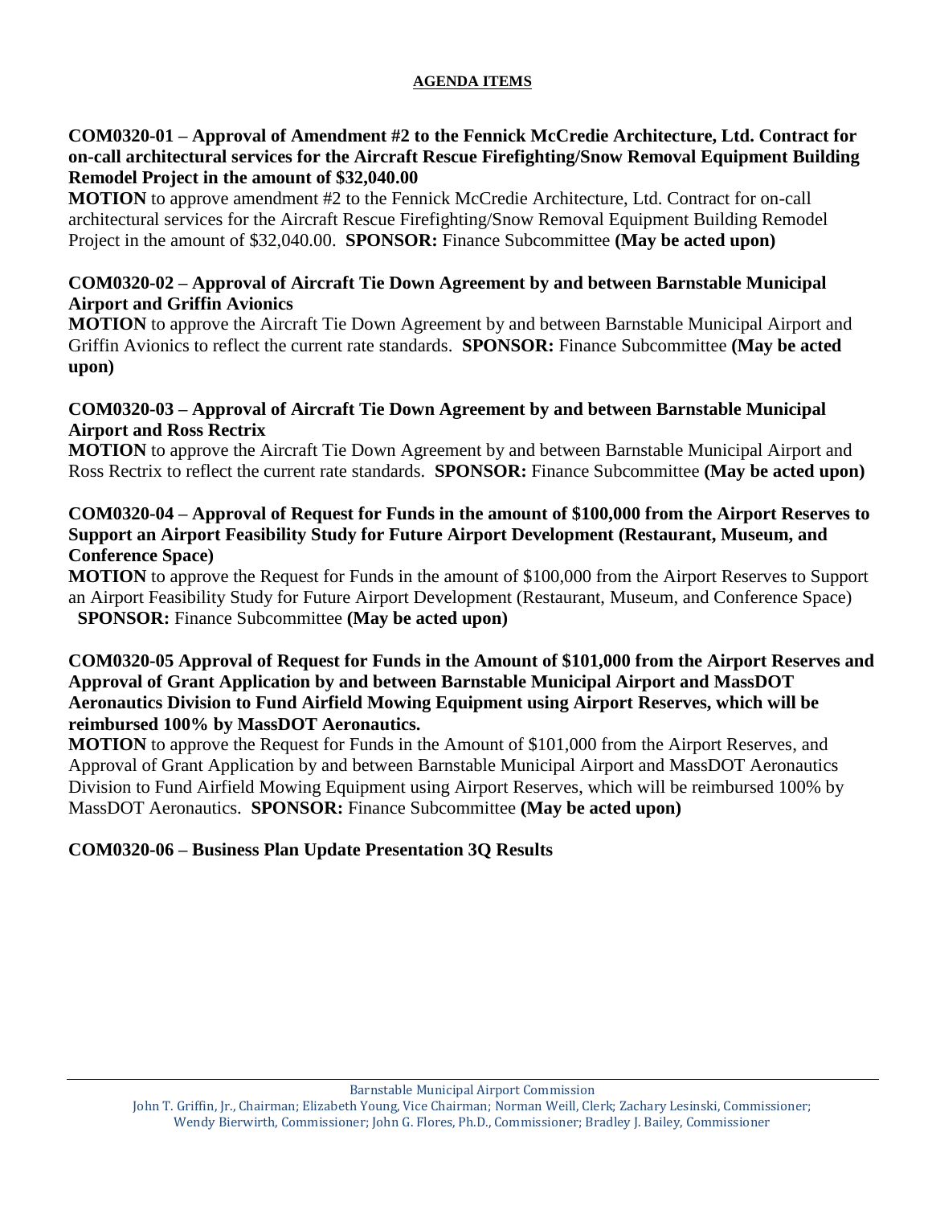**AGENDA ITEMS**

**COM0320-01 – Approval of Amendment #2 to the Fennick McCredie Architecture, Ltd. Contract for on-call architectural services for the Aircraft Rescue Firefighting/Snow Removal Equipment Building Remodel Project in the amount of $32,040.00**

**MOTION** to approve amendment #2 to the Fennick McCredie Architecture, Ltd. Contract for on-call architectural services for the Aircraft Rescue Firefighting/Snow Removal Equipment Building Remodel Project in the amount of $32,040.00. **SPONSOR:** Finance Subcommittee **(May be acted upon)**

**COM0320-02 – Approval of Aircraft Tie Down Agreement by and between Barnstable Municipal Airport and Griffin Avionics**

**MOTION** to approve the Aircraft Tie Down Agreement by and between Barnstable Municipal Airport and Griffin Avionics to reflect the current rate standards. **SPONSOR:** Finance Subcommittee **(May be acted upon)**

**COM0320-03 – Approval of Aircraft Tie Down Agreement by and between Barnstable Municipal Airport and Ross Rectrix**

**MOTION** to approve the Aircraft Tie Down Agreement by and between Barnstable Municipal Airport and Ross Rectrix to reflect the current rate standards. **SPONSOR:** Finance Subcommittee **(May be acted upon)**

**COM0320-04 – Approval of Request for Funds in the amount of $100,000 from the Airport Reserves to Support an Airport Feasibility Study for Future Airport Development (Restaurant, Museum, and Conference Space)**

**MOTION** to approve the Request for Funds in the amount of $100,000 from the Airport Reserves to Support an Airport Feasibility Study for Future Airport Development (Restaurant, Museum, and Conference Space) **SPONSOR:** Finance Subcommittee **(May be acted upon)**

**COM0320-05 Approval of Request for Funds in the Amount of $101,000 from the Airport Reserves and Approval of Grant Application by and between Barnstable Municipal Airport and MassDOT Aeronautics Division to Fund Airfield Mowing Equipment using Airport Reserves, which will be reimbursed 100% by MassDOT Aeronautics.**

**MOTION** to approve the Request for Funds in the Amount of $101,000 from the Airport Reserves, and Approval of Grant Application by and between Barnstable Municipal Airport and MassDOT Aeronautics Division to Fund Airfield Mowing Equipment using Airport Reserves, which will be reimbursed 100% by MassDOT Aeronautics. **SPONSOR:** Finance Subcommittee **(May be acted upon)**

**COM0320-06 – Business Plan Update Presentation 3Q Results**